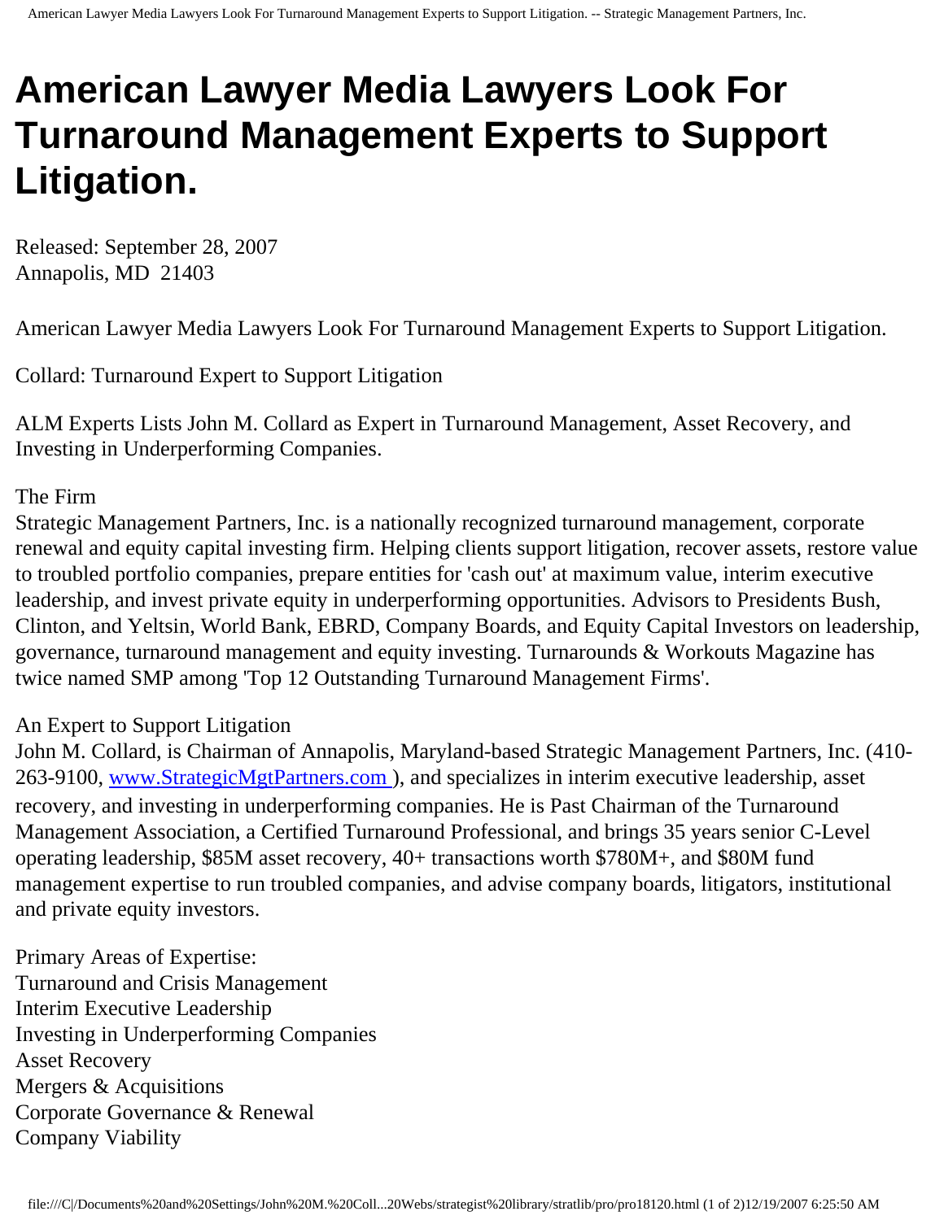# American Lawyer Media Lawyers Look For Turnaround Management Experts to Support Litigation.

Released: September 28, 2007
Annapolis, MD  21403

American Lawyer Media Lawyers Look For Turnaround Management Experts to Support Litigation.

Collard: Turnaround Expert to Support Litigation

ALM Experts Lists John M. Collard as Expert in Turnaround Management, Asset Recovery, and Investing in Underperforming Companies.

The Firm
Strategic Management Partners, Inc. is a nationally recognized turnaround management, corporate renewal and equity capital investing firm. Helping clients support litigation, recover assets, restore value to troubled portfolio companies, prepare entities for 'cash out' at maximum value, interim executive leadership, and invest private equity in underperforming opportunities. Advisors to Presidents Bush, Clinton, and Yeltsin, World Bank, EBRD, Company Boards, and Equity Capital Investors on leadership, governance, turnaround management and equity investing. Turnarounds & Workouts Magazine has twice named SMP among 'Top 12 Outstanding Turnaround Management Firms'.

An Expert to Support Litigation
John M. Collard, is Chairman of Annapolis, Maryland-based Strategic Management Partners, Inc. (410-263-9100, [www.StrategicMgtPartners.com](http://www.StrategicMgtPartners.com) ), and specializes in interim executive leadership, asset recovery, and investing in underperforming companies. He is Past Chairman of the Turnaround Management Association, a Certified Turnaround Professional, and brings 35 years senior C-Level operating leadership, $85M asset recovery, 40+ transactions worth $780M+, and $80M fund management expertise to run troubled companies, and advise company boards, litigators, institutional and private equity investors.

Primary Areas of Expertise:
Turnaround and Crisis Management
Interim Executive Leadership
Investing in Underperforming Companies
Asset Recovery
Mergers & Acquisitions
Corporate Governance & Renewal
Company Viability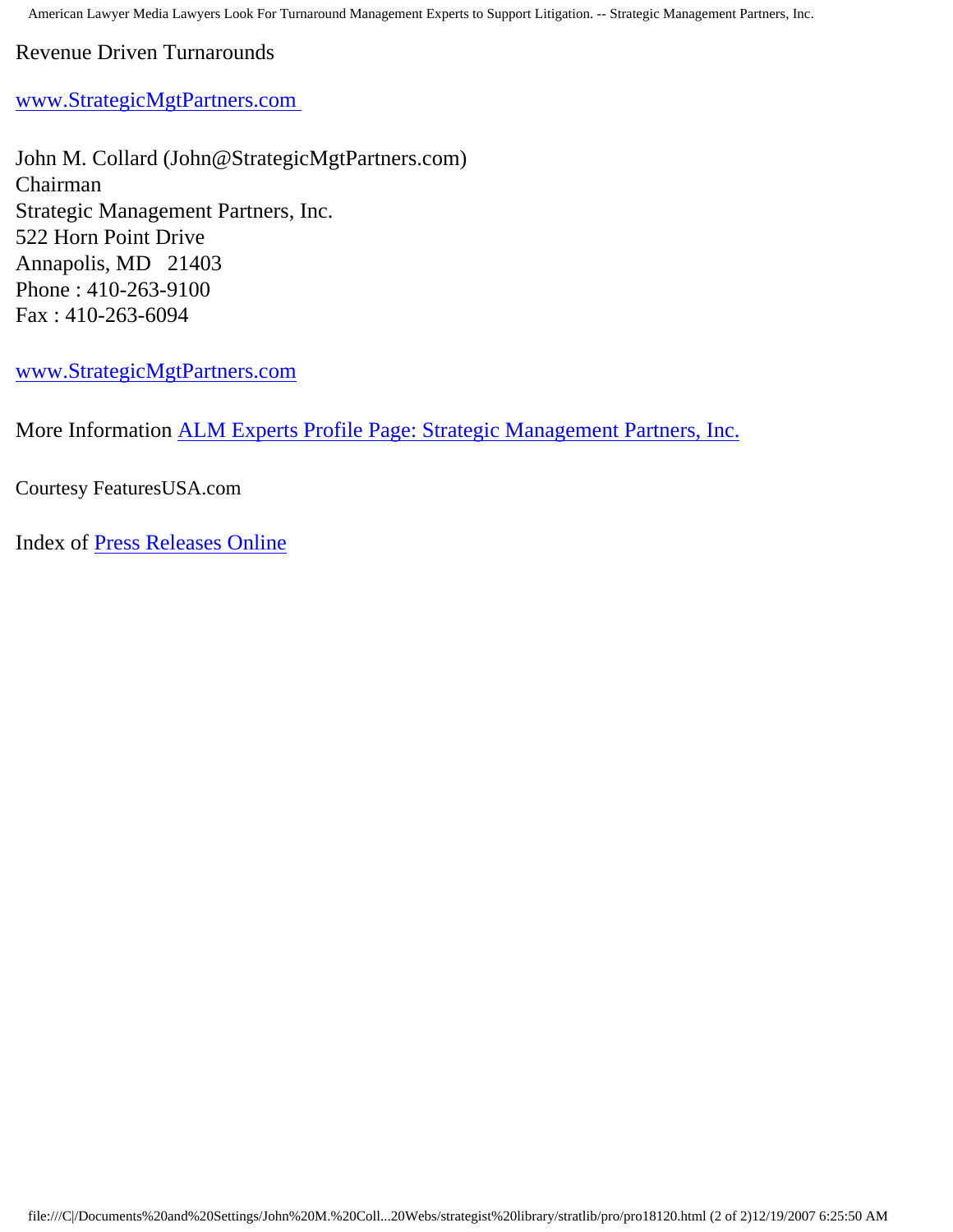Revenue Driven Turnarounds

www.StrategicMgtPartners.com

John M. Collard (John@StrategicMgtPartners.com)
Chairman
Strategic Management Partners, Inc.
522 Horn Point Drive
Annapolis, MD 21403
Phone : 410-263-9100
Fax : 410-263-6094

www.StrategicMgtPartners.com

More Information ALM Experts Profile Page: Strategic Management Partners, Inc.

Courtesy FeaturesUSA.com

Index of Press Releases Online